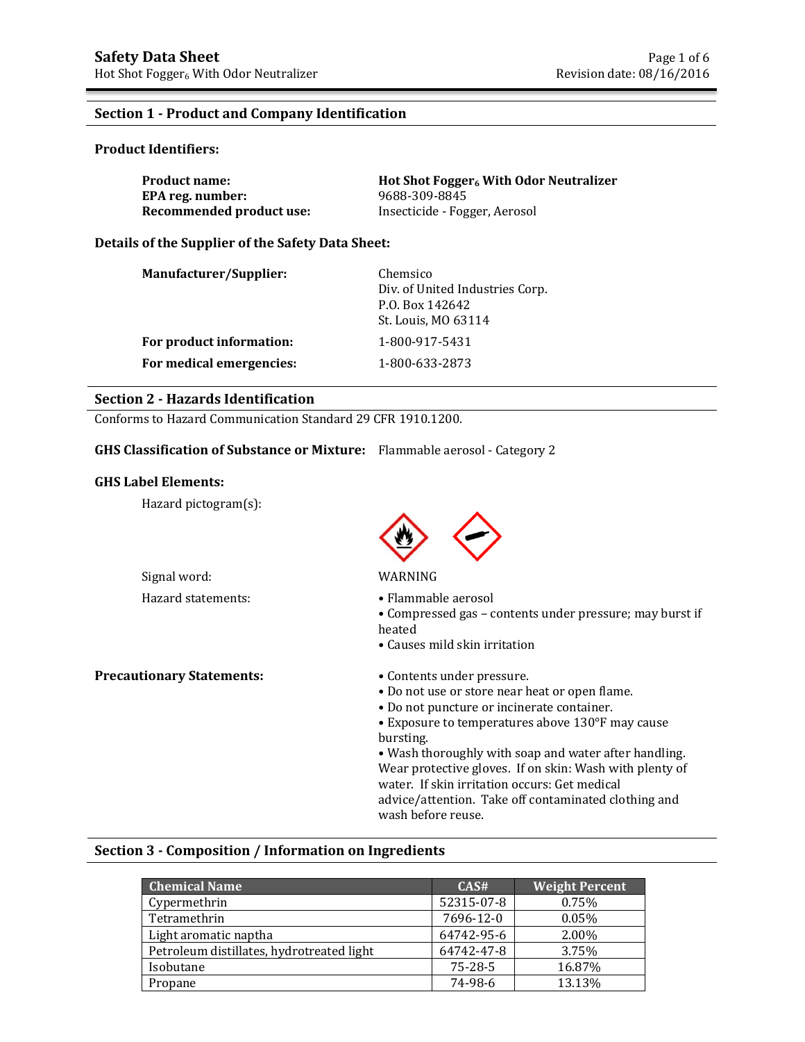# Safety Data Sheet

Hot Shot Fogger$_6$ With Odor Neutralizer

## Section 1 - Product and Company Identification

**Product Identifiers:**

**Product name:** **Hot Shot Fogger$_6$ With Odor Neutralizer**
**EPA reg. number:** 9688-309-8845
**Recommended product use:** Insecticide - Fogger, Aerosol

**Details of the Supplier of the Safety Data Sheet:**

**Manufacturer/Supplier:** Chemsico
Div. of United Industries Corp.
P.O. Box 142642
St. Louis, MO 63114

**For product information:** 1-800-917-5431

**For medical emergencies:** 1-800-633-2873

## Section 2 - Hazards Identification

Conforms to Hazard Communication Standard 29 CFR 1910.1200.

**GHS Classification of Substance or Mixture:** Flammable aerosol - Category 2

**GHS Label Elements:**

Hazard pictogram(s):

Signal word: WARNING

Hazard statements:

- Flammable aerosol
- Compressed gas – contents under pressure; may burst if heated
- Causes mild skin irritation

**Precautionary Statements:**

- Contents under pressure.
- Do not use or store near heat or open flame.
- Do not puncture or incinerate container.
- Exposure to temperatures above 130°F may cause bursting.
- Wash thoroughly with soap and water after handling. Wear protective gloves. If on skin: Wash with plenty of water. If skin irritation occurs: Get medical advice/attention. Take off contaminated clothing and wash before reuse.

## Section 3 - Composition / Information on Ingredients

| Chemical Name | CAS# | Weight Percent |
|---|---|---|
| Cypermethrin | 52315-07-8 | 0.75% |
| Tetramethrin | 7696-12-0 | 0.05% |
| Light aromatic naptha | 64742-95-6 | 2.00% |
| Petroleum distillates, hydrotreated light | 64742-47-8 | 3.75% |
| Isobutane | 75-28-5 | 16.87% |
| Propane | 74-98-6 | 13.13% |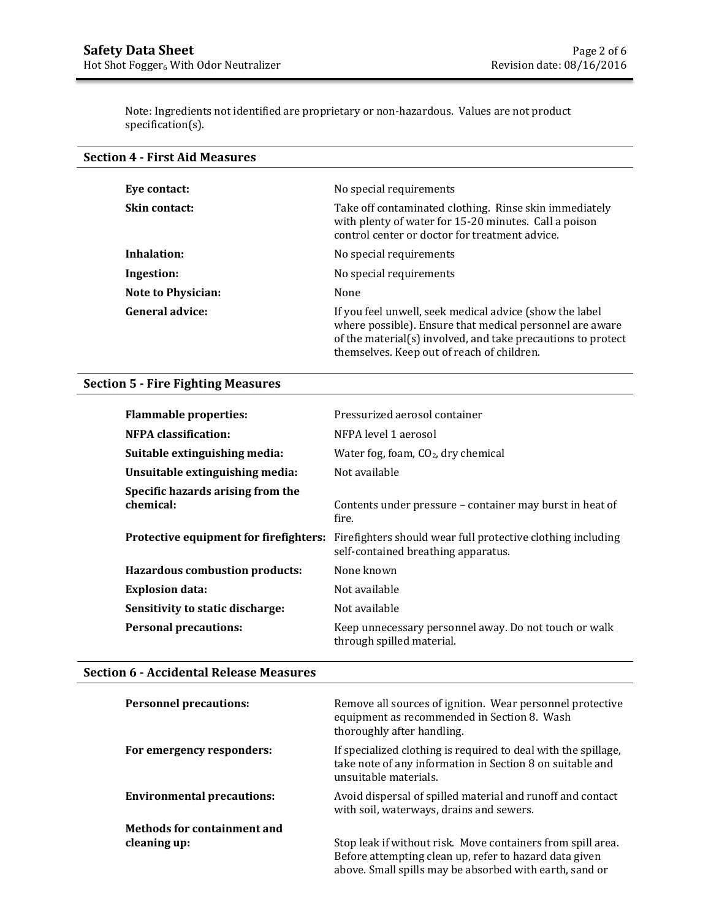Note: Ingredients not identified are proprietary or non-hazardous. Values are not product specification(s).

## Section 4 - First Aid Measures

| | |
|---|---|
| **Eye contact:** | No special requirements |
| **Skin contact:** | Take off contaminated clothing. Rinse skin immediately with plenty of water for 15-20 minutes. Call a poison control center or doctor for treatment advice. |
| **Inhalation:** | No special requirements |
| **Ingestion:** | No special requirements |
| **Note to Physician:** | None |
| **General advice:** | If you feel unwell, seek medical advice (show the label where possible). Ensure that medical personnel are aware of the material(s) involved, and take precautions to protect themselves. Keep out of reach of children. |

## Section 5 - Fire Fighting Measures

| | |
|---|---|
| **Flammable properties:** | Pressurized aerosol container |
| **NFPA classification:** | NFPA level 1 aerosol |
| **Suitable extinguishing media:** | Water fog, foam, $CO_2$, dry chemical |
| **Unsuitable extinguishing media:** | Not available |
| **Specific hazards arising from the chemical:** | Contents under pressure – container may burst in heat of fire. |
| **Protective equipment for firefighters:** | Firefighters should wear full protective clothing including self-contained breathing apparatus. |
| **Hazardous combustion products:** | None known |
| **Explosion data:** | Not available |
| **Sensitivity to static discharge:** | Not available |
| **Personal precautions:** | Keep unnecessary personnel away. Do not touch or walk through spilled material. |

## Section 6 - Accidental Release Measures

| | |
|---|---|
| **Personnel precautions:** | Remove all sources of ignition. Wear personnel protective equipment as recommended in Section 8. Wash thoroughly after handling. |
| **For emergency responders:** | If specialized clothing is required to deal with the spillage, take note of any information in Section 8 on suitable and unsuitable materials. |
| **Environmental precautions:** | Avoid dispersal of spilled material and runoff and contact with soil, waterways, drains and sewers. |
| **Methods for containment and cleaning up:** | Stop leak if without risk. Move containers from spill area. Before attempting clean up, refer to hazard data given above. Small spills may be absorbed with earth, sand or |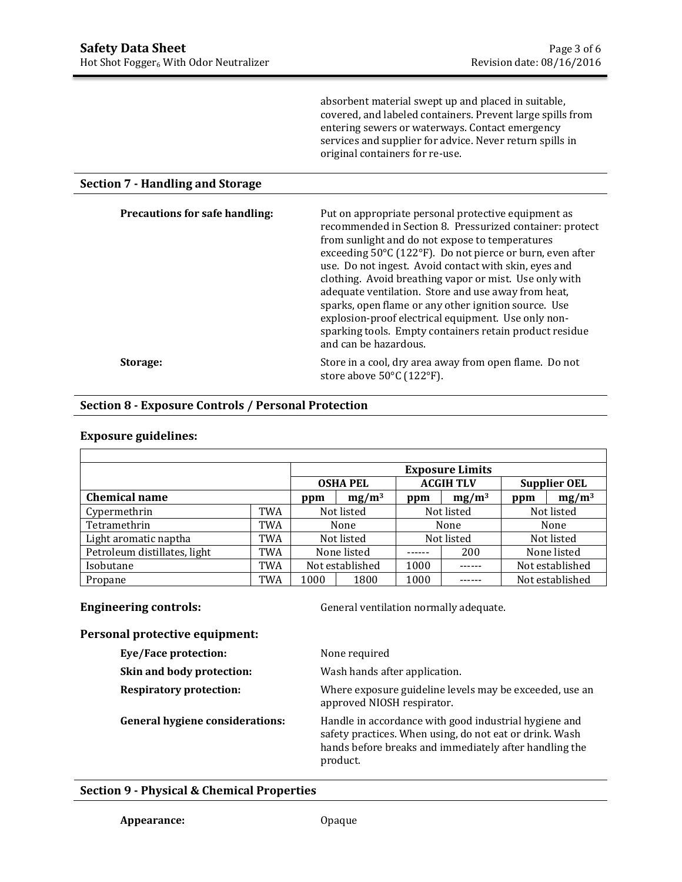absorbent material swept up and placed in suitable, covered, and labeled containers. Prevent large spills from entering sewers or waterways. Contact emergency services and supplier for advice. Never return spills in original containers for re-use.

## Section 7 - Handling and Storage

**Precautions for safe handling:** Put on appropriate personal protective equipment as recommended in Section 8. Pressurized container: protect from sunlight and do not expose to temperatures exceeding 50°C (122°F). Do not pierce or burn, even after use. Do not ingest. Avoid contact with skin, eyes and clothing. Avoid breathing vapor or mist. Use only with adequate ventilation. Store and use away from heat, sparks, open flame or any other ignition source. Use explosion-proof electrical equipment. Use only non-sparking tools. Empty containers retain product residue and can be hazardous.

**Storage:** Store in a cool, dry area away from open flame. Do not store above 50°C (122°F).

## Section 8 - Exposure Controls / Personal Protection

### Exposure guidelines:

| | | Exposure Limits | | | | | |
|---|---|---|---|---|---|---|---|
| | | OSHA PEL | | ACGIH TLV | | Supplier OEL | |
| **Chemical name** | | ppm | $mg/m^3$ | ppm | $mg/m^3$ | ppm | $mg/m^3$ |
| Cypermethrin | TWA | Not listed | | Not listed | | Not listed | |
| Tetramethrin | TWA | None | | None | | None | |
| Light aromatic naptha | TWA | Not listed | | Not listed | | Not listed | |
| Petroleum distillates, light | TWA | None listed | | ------ | 200 | None listed | |
| Isobutane | TWA | Not established | | 1000 | ------ | Not established | |
| Propane | TWA | 1000 | 1800 | 1000 | ------ | Not established | |

**Engineering controls:** General ventilation normally adequate.

### Personal protective equipment:

**Eye/Face protection:** None required

**Skin and body protection:** Wash hands after application.

**Respiratory protection:** Where exposure guideline levels may be exceeded, use an approved NIOSH respirator.

**General hygiene considerations:** Handle in accordance with good industrial hygiene and safety practices. When using, do not eat or drink. Wash hands before breaks and immediately after handling the product.

## Section 9 - Physical & Chemical Properties

**Appearance:** Opaque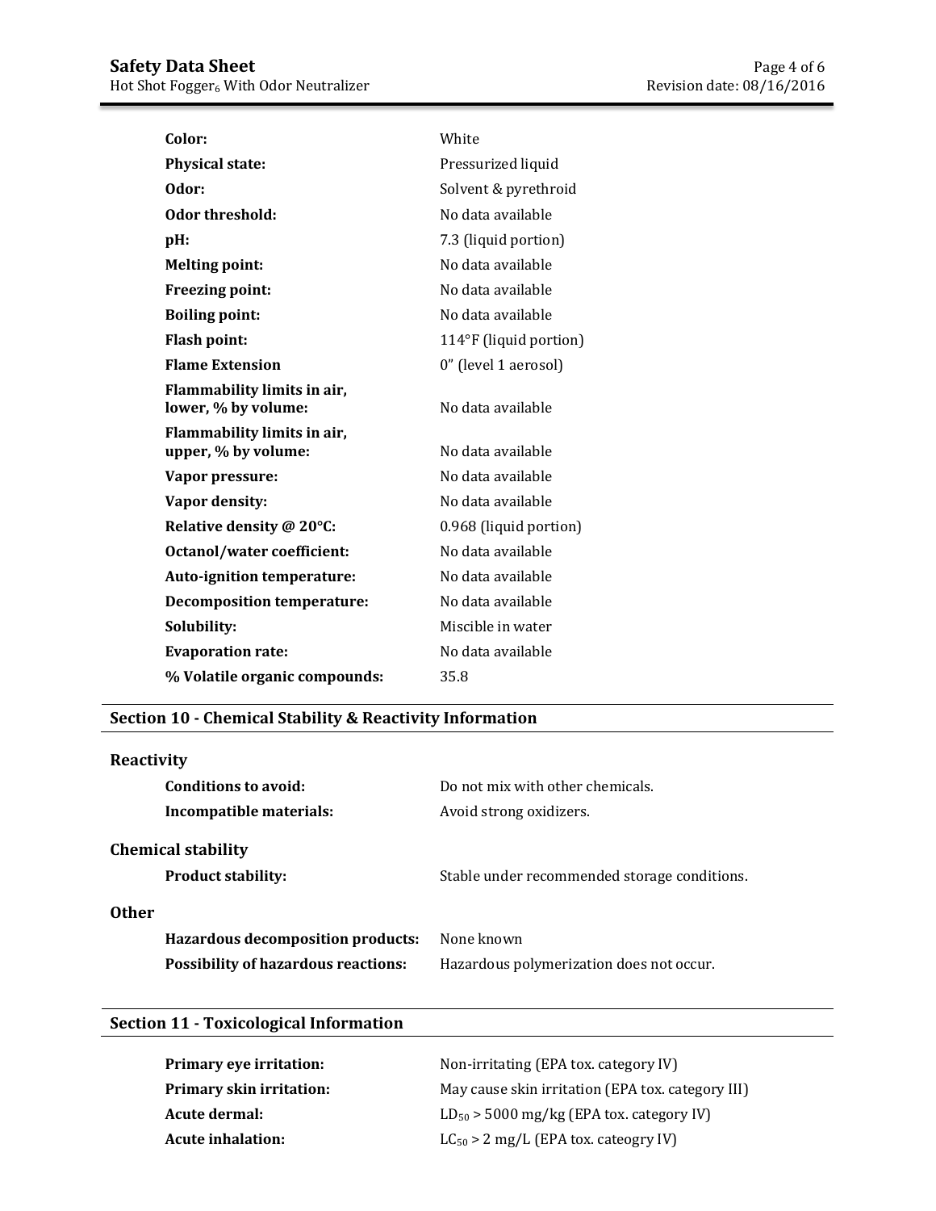| | |
|---|---|
| **Color:** | White |
| **Physical state:** | Pressurized liquid |
| **Odor:** | Solvent & pyrethroid |
| **Odor threshold:** | No data available |
| **pH:** | 7.3 (liquid portion) |
| **Melting point:** | No data available |
| **Freezing point:** | No data available |
| **Boiling point:** | No data available |
| **Flash point:** | 114°F (liquid portion) |
| **Flame Extension** | 0" (level 1 aerosol) |
| **Flammability limits in air, lower, % by volume:** | No data available |
| **Flammability limits in air, upper, % by volume:** | No data available |
| **Vapor pressure:** | No data available |
| **Vapor density:** | No data available |
| **Relative density @ 20°C:** | 0.968 (liquid portion) |
| **Octanol/water coefficient:** | No data available |
| **Auto-ignition temperature:** | No data available |
| **Decomposition temperature:** | No data available |
| **Solubility:** | Miscible in water |
| **Evaporation rate:** | No data available |
| **% Volatile organic compounds:** | 35.8 |

## Section 10 - Chemical Stability & Reactivity Information

### Reactivity

| | |
|---|---|
| **Conditions to avoid:** | Do not mix with other chemicals. |
| **Incompatible materials:** | Avoid strong oxidizers. |

### Chemical stability

| | |
|---|---|
| **Product stability:** | Stable under recommended storage conditions. |

### Other

| | |
|---|---|
| **Hazardous decomposition products:** | None known |
| **Possibility of hazardous reactions:** | Hazardous polymerization does not occur. |

## Section 11 - Toxicological Information

| | |
|---|---|
| **Primary eye irritation:** | Non-irritating (EPA tox. category IV) |
| **Primary skin irritation:** | May cause skin irritation (EPA tox. category III) |
| **Acute dermal:** | $LD_{50}$ > 5000 mg/kg (EPA tox. category IV) |
| **Acute inhalation:** | $LC_{50}$ > 2 mg/L (EPA tox. cateogry IV) |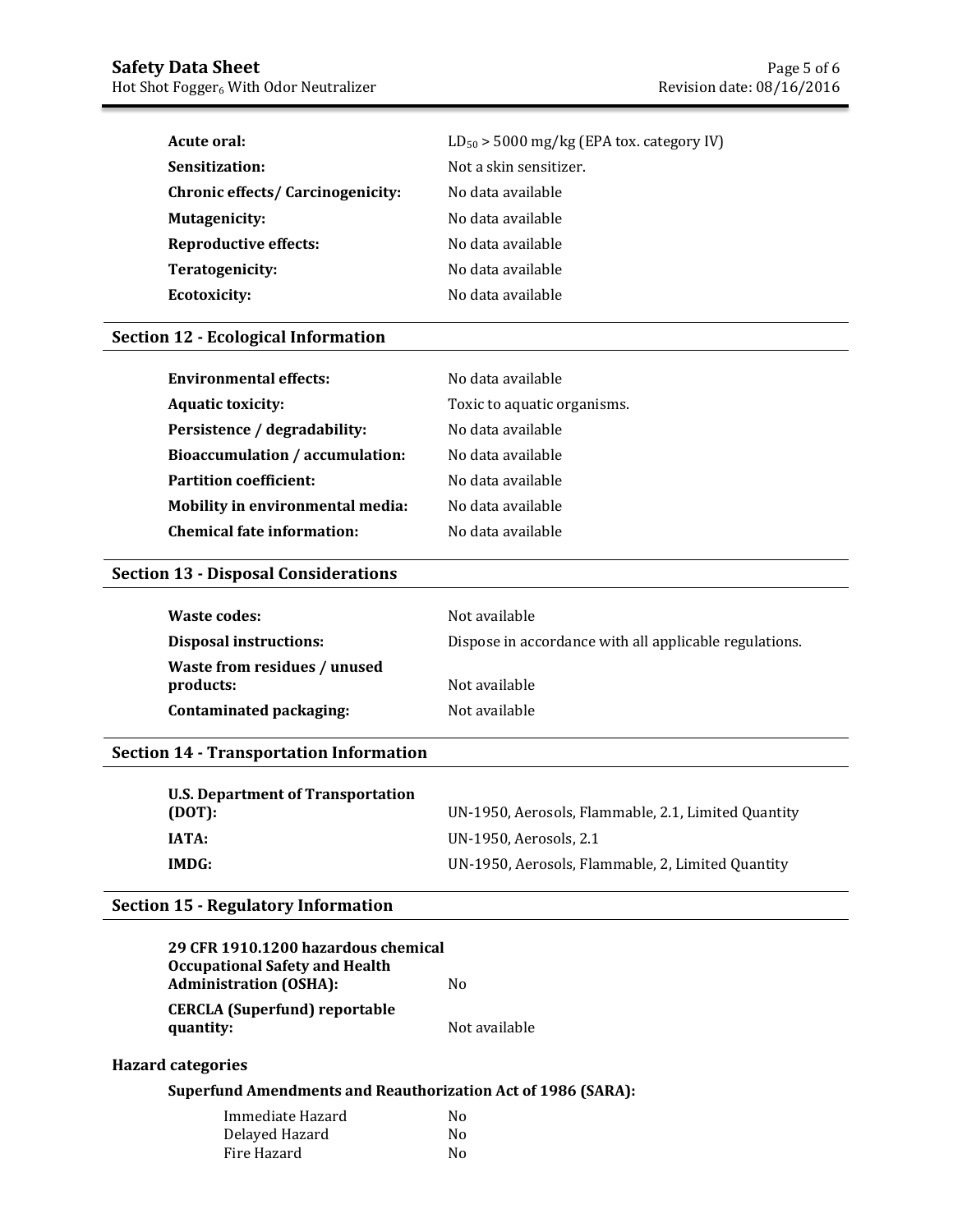| | |
|---|---|
| **Acute oral:** | $LD_{50}$ > 5000 mg/kg (EPA tox. category IV) |
| **Sensitization:** | Not a skin sensitizer. |
| **Chronic effects/ Carcinogenicity:** | No data available |
| **Mutagenicity:** | No data available |
| **Reproductive effects:** | No data available |
| **Teratogenicity:** | No data available |
| **Ecotoxicity:** | No data available |

## Section 12 - Ecological Information

| | |
|---|---|
| **Environmental effects:** | No data available |
| **Aquatic toxicity:** | Toxic to aquatic organisms. |
| **Persistence / degradability:** | No data available |
| **Bioaccumulation / accumulation:** | No data available |
| **Partition coefficient:** | No data available |
| **Mobility in environmental media:** | No data available |
| **Chemical fate information:** | No data available |

## Section 13 - Disposal Considerations

| | |
|---|---|
| **Waste codes:** | Not available |
| **Disposal instructions:** | Dispose in accordance with all applicable regulations. |
| **Waste from residues / unused products:** | Not available |
| **Contaminated packaging:** | Not available |

## Section 14 - Transportation Information

| | |
|---|---|
| **U.S. Department of Transportation (DOT):** | UN-1950, Aerosols, Flammable, 2.1, Limited Quantity |
| **IATA:** | UN-1950, Aerosols, 2.1 |
| **IMDG:** | UN-1950, Aerosols, Flammable, 2, Limited Quantity |

## Section 15 - Regulatory Information

| | |
|---|---|
| **29 CFR 1910.1200 hazardous chemical Occupational Safety and Health Administration (OSHA):** | No |
| **CERCLA (Superfund) reportable quantity:** | Not available |

### Hazard categories

**Superfund Amendments and Reauthorization Act of 1986 (SARA):**

| | |
|---|---|
| Immediate Hazard | No |
| Delayed Hazard | No |
| Fire Hazard | No |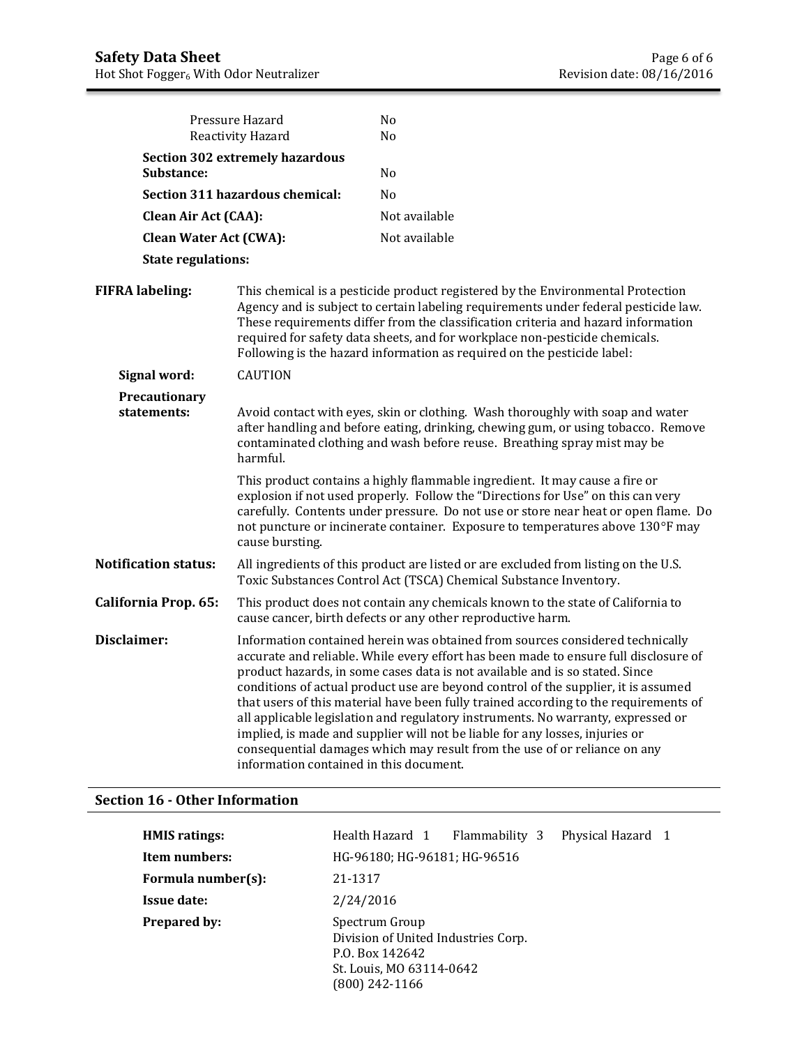| | |
|---|---|
| Pressure Hazard | No |
| Reactivity Hazard | No |
| **Section 302 extremely hazardous Substance:** | No |
| **Section 311 hazardous chemical:** | No |
| **Clean Air Act (CAA):** | Not available |
| **Clean Water Act (CWA):** | Not available |
| **State regulations:** | |

**FIFRA labeling:** This chemical is a pesticide product registered by the Environmental Protection Agency and is subject to certain labeling requirements under federal pesticide law. These requirements differ from the classification criteria and hazard information required for safety data sheets, and for workplace non-pesticide chemicals. Following is the hazard information as required on the pesticide label:

**Signal word:** CAUTION

**Precautionary statements:** Avoid contact with eyes, skin or clothing. Wash thoroughly with soap and water after handling and before eating, drinking, chewing gum, or using tobacco. Remove contaminated clothing and wash before reuse. Breathing spray mist may be harmful.

This product contains a highly flammable ingredient. It may cause a fire or explosion if not used properly. Follow the "Directions for Use" on this can very carefully. Contents under pressure. Do not use or store near heat or open flame. Do not puncture or incinerate container. Exposure to temperatures above 130°F may cause bursting.

**Notification status:** All ingredients of this product are listed or are excluded from listing on the U.S. Toxic Substances Control Act (TSCA) Chemical Substance Inventory.

**California Prop. 65:** This product does not contain any chemicals known to the state of California to cause cancer, birth defects or any other reproductive harm.

**Disclaimer:** Information contained herein was obtained from sources considered technically accurate and reliable. While every effort has been made to ensure full disclosure of product hazards, in some cases data is not available and is so stated. Since conditions of actual product use are beyond control of the supplier, it is assumed that users of this material have been fully trained according to the requirements of all applicable legislation and regulatory instruments. No warranty, expressed or implied, is made and supplier will not be liable for any losses, injuries or consequential damages which may result from the use of or reliance on any information contained in this document.

## Section 16 - Other Information

| | |
|---|---|
| **HMIS ratings:** | Health Hazard 1 Flammability 3 Physical Hazard 1 |
| **Item numbers:** | HG-96180; HG-96181; HG-96516 |
| **Formula number(s):** | 21-1317 |
| **Issue date:** | 2/24/2016 |
| **Prepared by:** | Spectrum Group<br>Division of United Industries Corp.<br>P.O. Box 142642<br>St. Louis, MO 63114-0642<br>(800) 242-1166 |